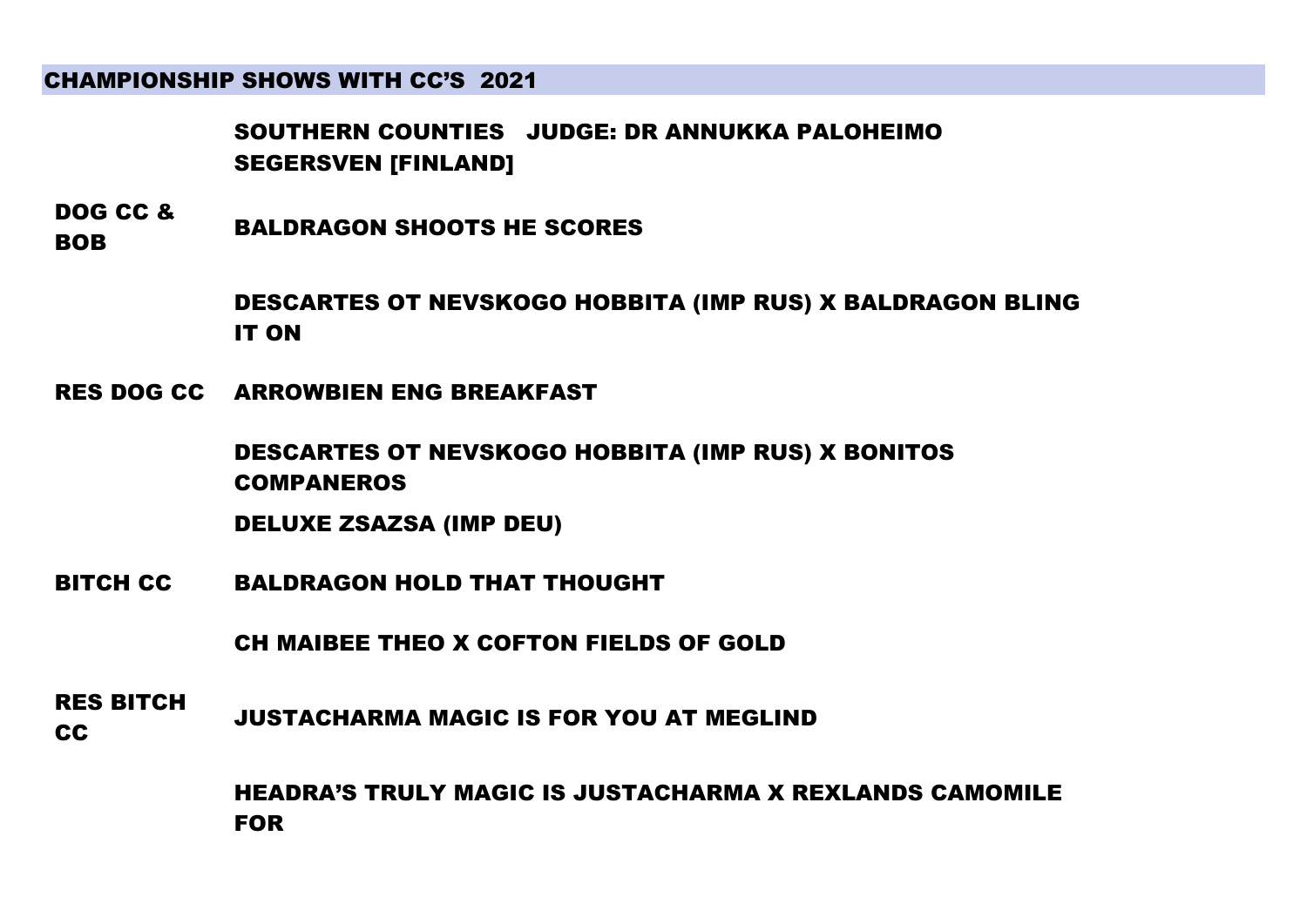## CHAMPIONSHIP SHOWS WITH CC'S 2021

### SOUTHERN COUNTIES JUDGE: DR ANNUKKA PALOHEIMO SEGERSVEN [FINLAND]

| | |
|---|---|
| **DOG CC & BOB** | **BALDRAGON SHOOTS HE SCORES** |
| | **DESCARTES OT NEVSKOGO HOBBITA (IMP RUS) X BALDRAGON BLING IT ON** |
| **RES DOG CC** | **ARROWBIEN ENG BREAKFAST** |
| | **DESCARTES OT NEVSKOGO HOBBITA (IMP RUS) X BONITOS COMPANEROS** |
| | **DELUXE ZSAZSA (IMP DEU)** |
| **BITCH CC** | **BALDRAGON HOLD THAT THOUGHT** |
| | **CH MAIBEE THEO X COFTON FIELDS OF GOLD** |
| **RES BITCH CC** | **JUSTACHARMA MAGIC IS FOR YOU AT MEGLIND** |
| | **HEADRA'S TRULY MAGIC IS JUSTACHARMA X REXLANDS CAMOMILE FOR** |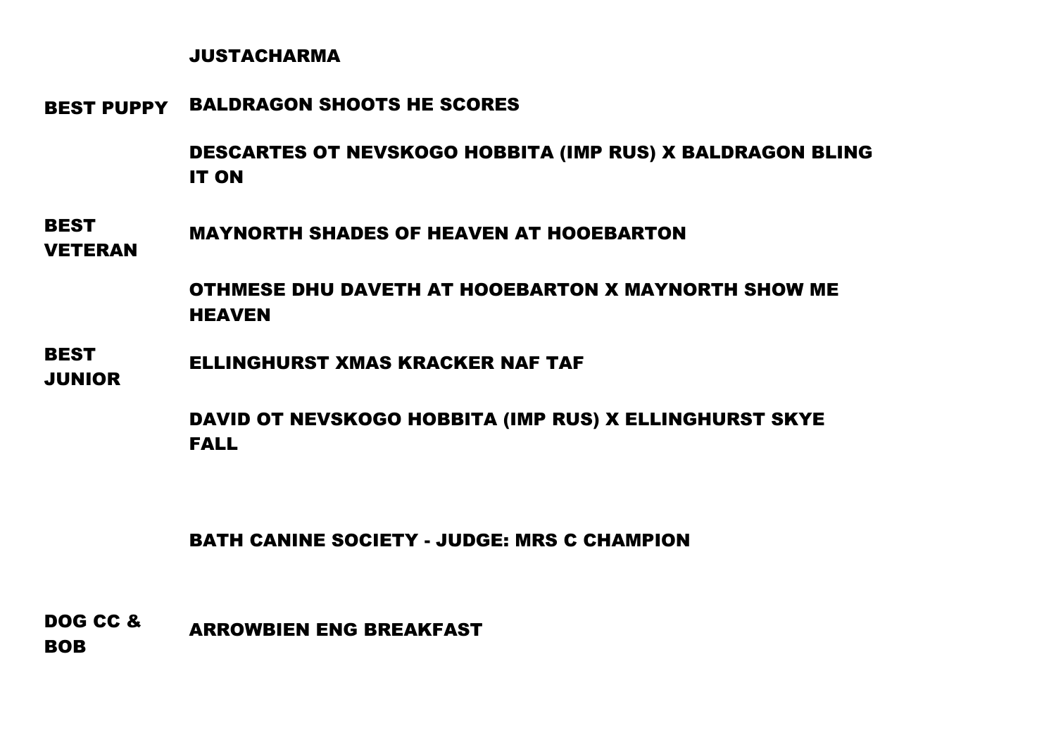JUSTACHARMA

**BEST PUPPY** BALDRAGON SHOOTS HE SCORES

DESCARTES OT NEVSKOGO HOBBITA (IMP RUS) X BALDRAGON BLING IT ON

**BEST VETERAN** MAYNORTH SHADES OF HEAVEN AT HOOEBARTON

OTHMESE DHU DAVETH AT HOOEBARTON X MAYNORTH SHOW ME HEAVEN

**BEST JUNIOR** ELLINGHURST XMAS KRACKER NAF TAF

DAVID OT NEVSKOGO HOBBITA (IMP RUS) X ELLINGHURST SKYE FALL

## BATH CANINE SOCIETY - JUDGE: MRS C CHAMPION

**DOG CC & BOB** ARROWBIEN ENG BREAKFAST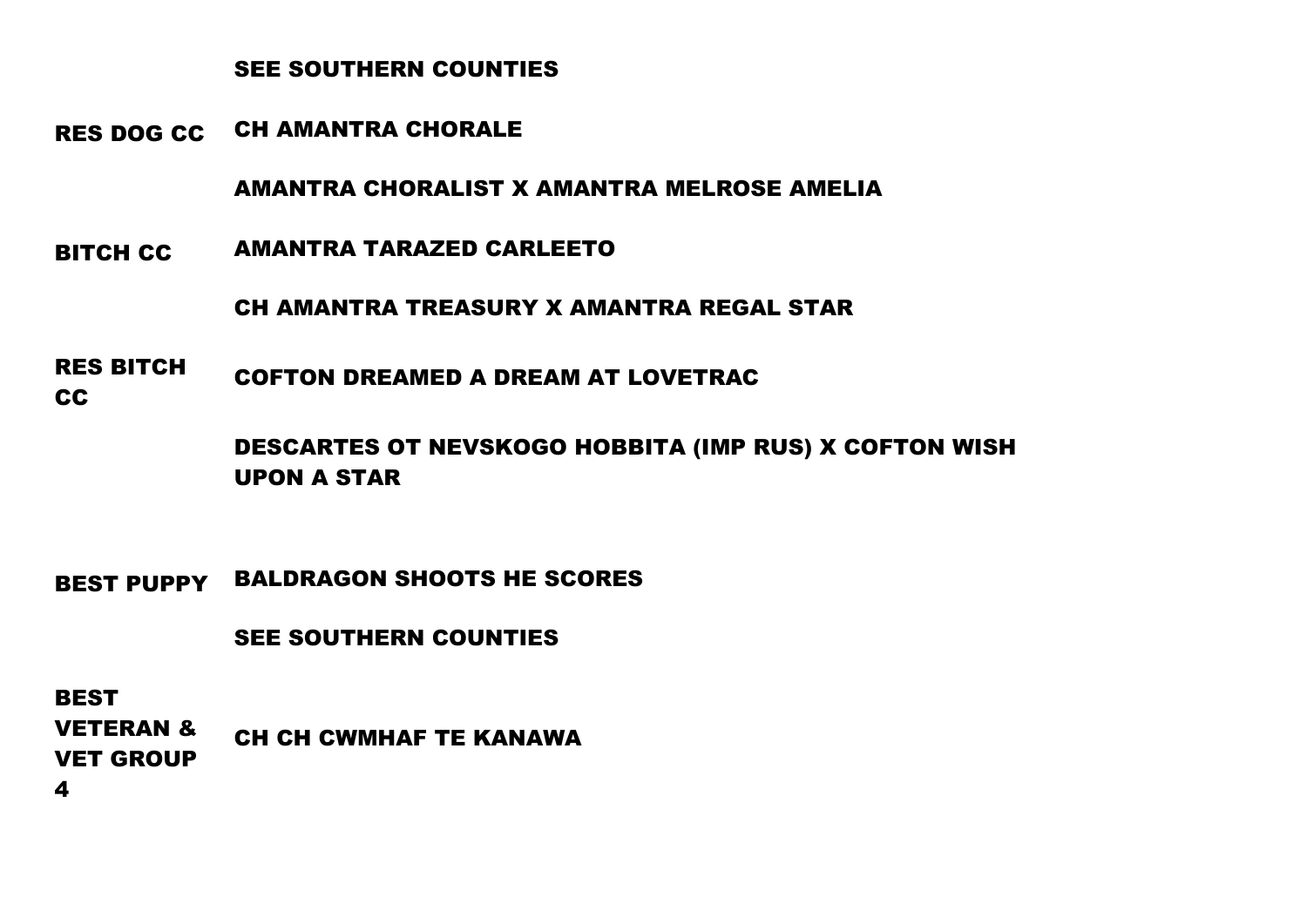| | |
|---|---|
| | SEE SOUTHERN COUNTIES |
| RES DOG CC | CH AMANTRA CHORALE |
| | AMANTRA CHORALIST X AMANTRA MELROSE AMELIA |
| BITCH CC | AMANTRA TARAZED CARLEETO |
| | CH AMANTRA TREASURY X AMANTRA REGAL STAR |
| RES BITCH CC | COFTON DREAMED A DREAM AT LOVETRAC |
| | DESCARTES OT NEVSKOGO HOBBITA (IMP RUS) X COFTON WISH UPON A STAR |
| BEST PUPPY | BALDRAGON SHOOTS HE SCORES |
| | SEE SOUTHERN COUNTIES |
| BEST VETERAN & VET GROUP 4 | CH CH CWMHAF TE KANAWA |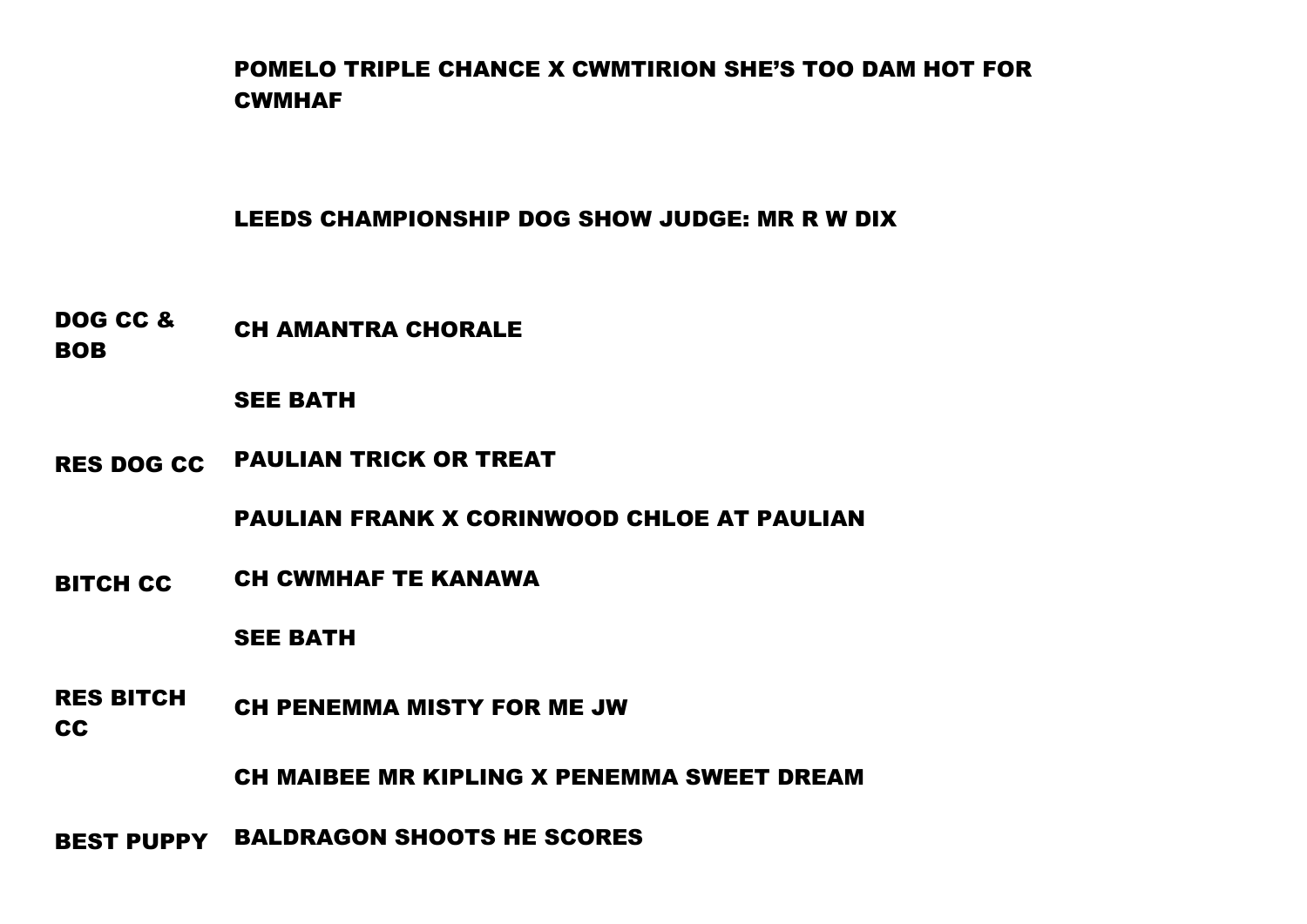**POMELO TRIPLE CHANCE X CWMTIRION SHE'S TOO DAM HOT FOR CWMHAF**

**LEEDS CHAMPIONSHIP DOG SHOW JUDGE: MR R W DIX**

| | |
|---|---|
| **DOG CC & BOB** | **CH AMANTRA CHORALE** |
| | **SEE BATH** |
| **RES DOG CC** | **PAULIAN TRICK OR TREAT** |
| | **PAULIAN FRANK X CORINWOOD CHLOE AT PAULIAN** |
| **BITCH CC** | **CH CWMHAF TE KANAWA** |
| | **SEE BATH** |
| **RES BITCH CC** | **CH PENEMMA MISTY FOR ME JW** |
| | **CH MAIBEE MR KIPLING X PENEMMA SWEET DREAM** |
| **BEST PUPPY** | **BALDRAGON SHOOTS HE SCORES** |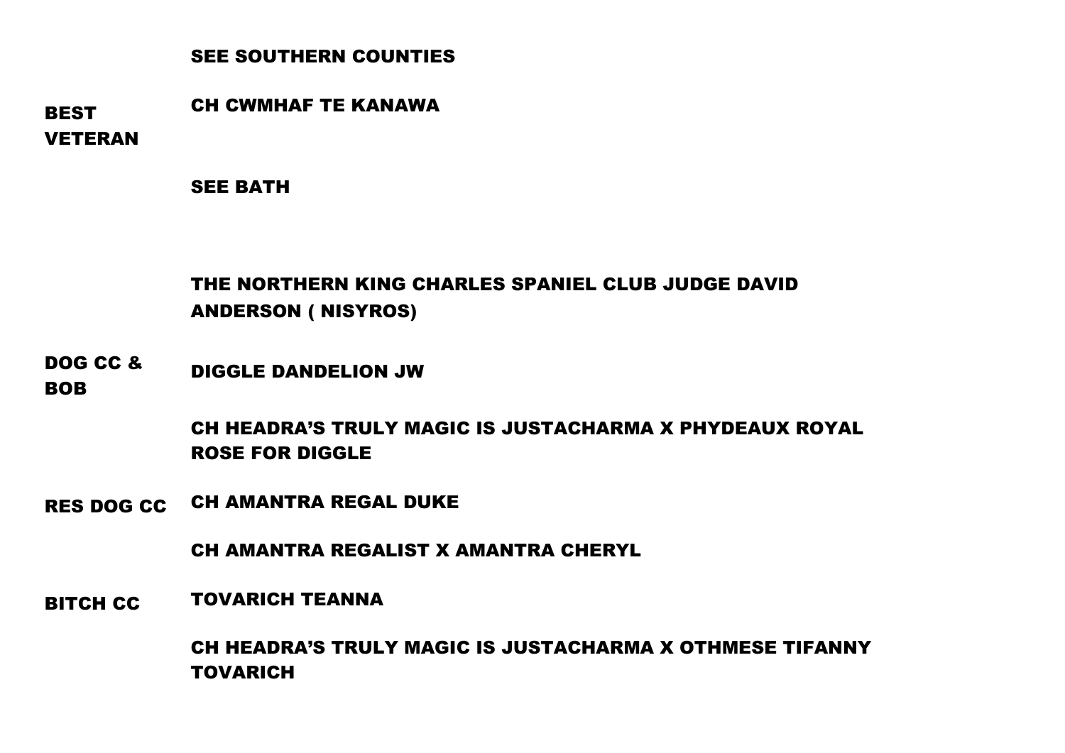SEE SOUTHERN COUNTIES

| | |
|---|---|
| **BEST VETERAN** | **CH CWMHAF TE KANAWA** |
| | **SEE BATH** |

**THE NORTHERN KING CHARLES SPANIEL CLUB JUDGE DAVID ANDERSON ( NISYROS)**

| | |
|---|---|
| **DOG CC & BOB** | **DIGGLE DANDELION JW** |
| | **CH HEADRA'S TRULY MAGIC IS JUSTACHARMA X PHYDEAUX ROYAL ROSE FOR DIGGLE** |
| **RES DOG CC** | **CH AMANTRA REGAL DUKE** |
| | **CH AMANTRA REGALIST X AMANTRA CHERYL** |
| **BITCH CC** | **TOVARICH TEANNA** |
| | **CH HEADRA'S TRULY MAGIC IS JUSTACHARMA X OTHMESE TIFANNY TOVARICH** |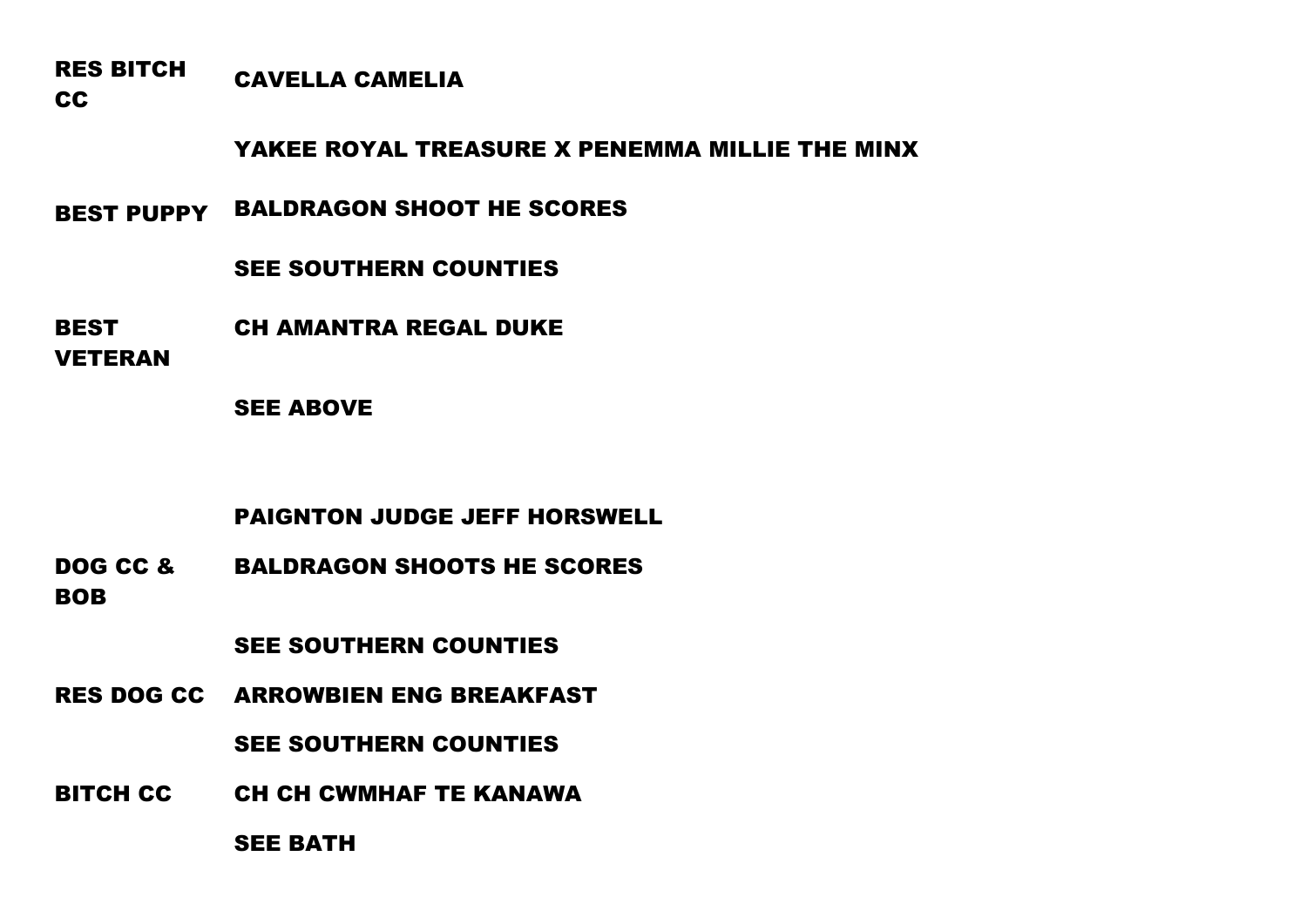| | |
|---|---|
| **RES BITCH CC** | **CAVELLA CAMELIA** |
| | **YAKEE ROYAL TREASURE X PENEMMA MILLIE THE MINX** |
| **BEST PUPPY** | **BALDRAGON SHOOT HE SCORES** |
| | **SEE SOUTHERN COUNTIES** |
| **BEST VETERAN** | **CH AMANTRA REGAL DUKE** |
| | **SEE ABOVE** |

**PAIGNTON JUDGE JEFF HORSWELL**

| | |
|---|---|
| **DOG CC & BOB** | **BALDRAGON SHOOTS HE SCORES** |
| | **SEE SOUTHERN COUNTIES** |
| **RES DOG CC** | **ARROWBIEN ENG BREAKFAST** |
| | **SEE SOUTHERN COUNTIES** |
| **BITCH CC** | **CH CH CWMHAF TE KANAWA** |
| | **SEE BATH** |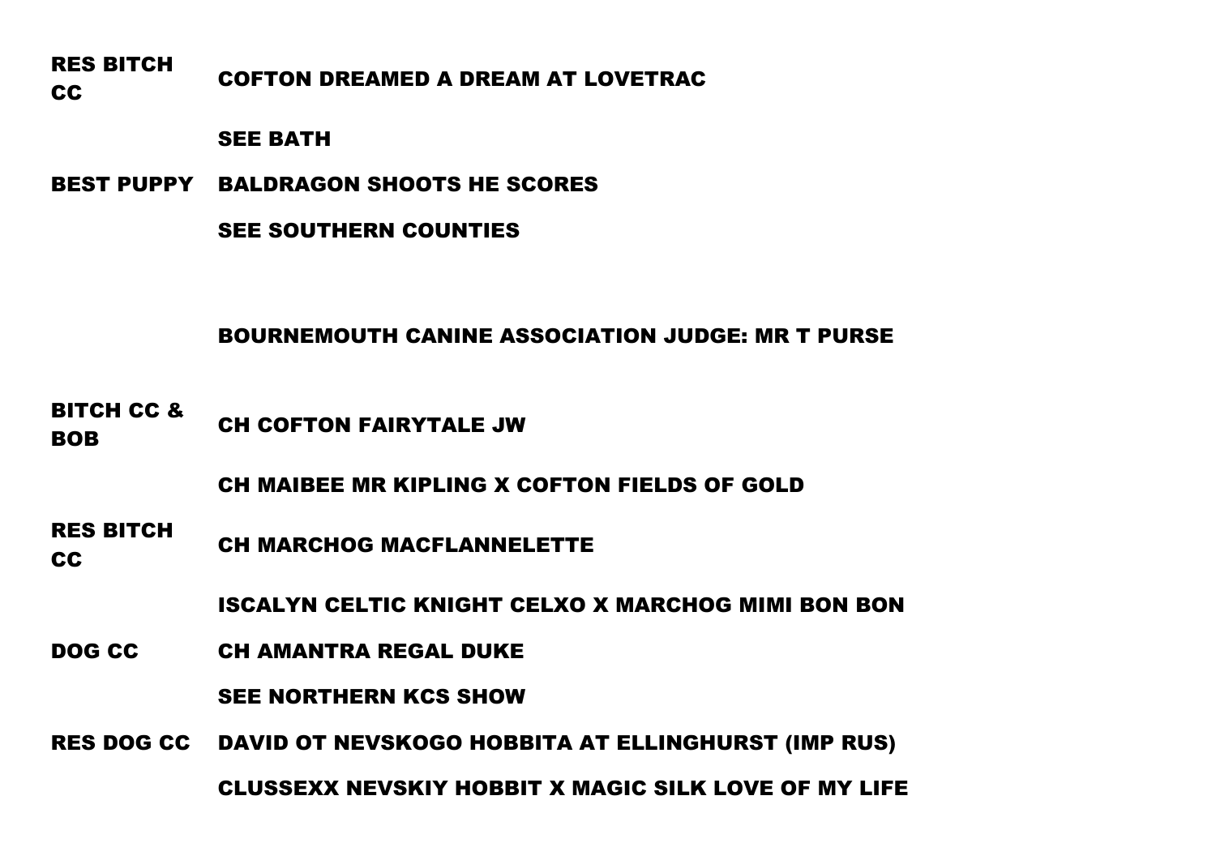| | |
|---|---|
| **RES BITCH CC** | **COFTON DREAMED A DREAM AT LOVETRAC** |
| | **SEE BATH** |
| **BEST PUPPY** | **BALDRAGON SHOOTS HE SCORES** |
| | **SEE SOUTHERN COUNTIES** |

**BOURNEMOUTH CANINE ASSOCIATION JUDGE: MR T PURSE**

| | |
|---|---|
| **BITCH CC & BOB** | **CH COFTON FAIRYTALE JW** |
| | **CH MAIBEE MR KIPLING X COFTON FIELDS OF GOLD** |
| **RES BITCH CC** | **CH MARCHOG MACFLANNELETTE** |
| | **ISCALYN CELTIC KNIGHT CELXO X MARCHOG MIMI BON BON** |
| **DOG CC** | **CH AMANTRA REGAL DUKE** |
| | **SEE NORTHERN KCS SHOW** |
| **RES DOG CC** | **DAVID OT NEVSKOGO HOBBITA AT ELLINGHURST (IMP RUS)** |
| | **CLUSSEXX NEVSKIY HOBBIT X MAGIC SILK LOVE OF MY LIFE** |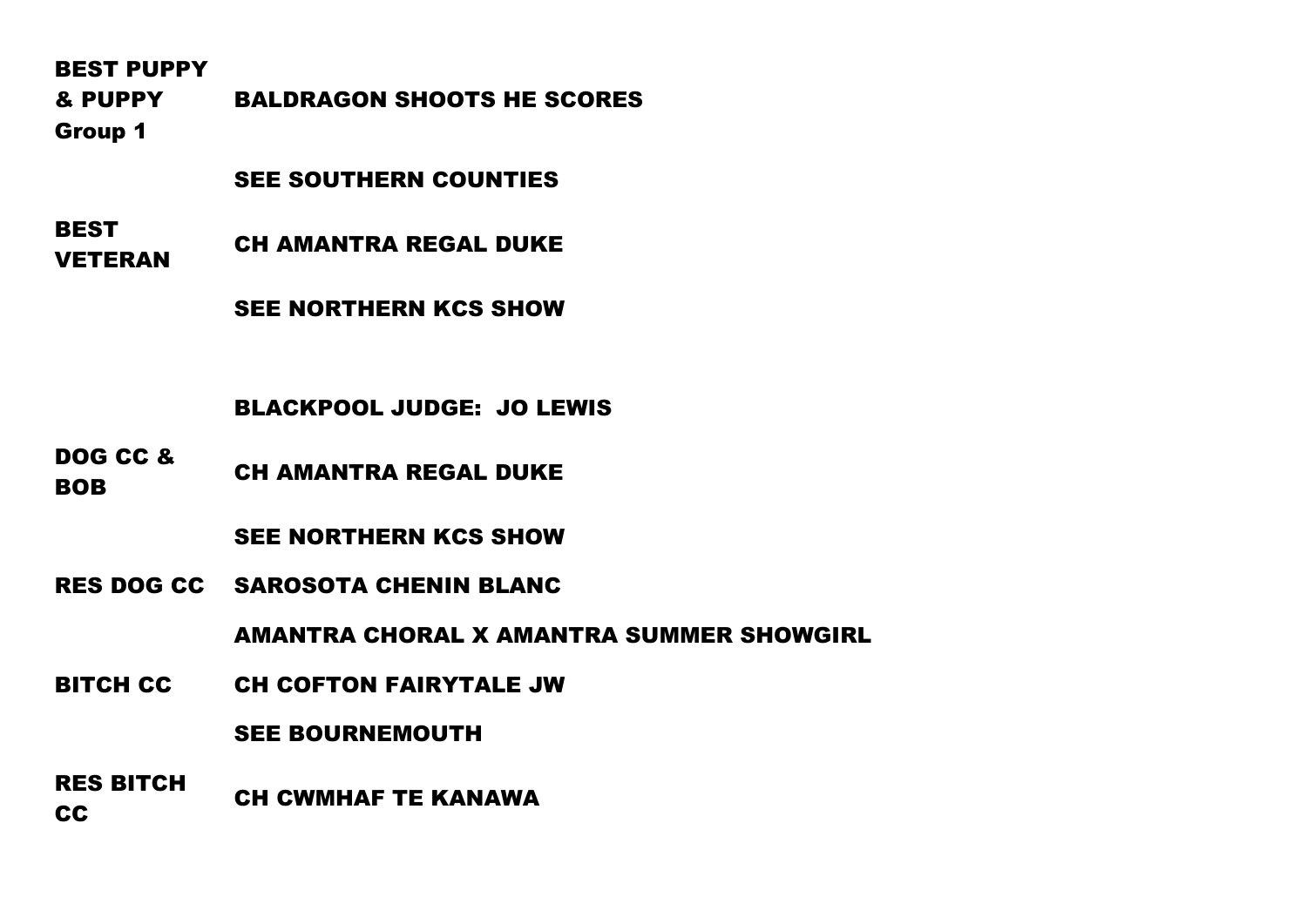| | |
|---|---|
| **BEST PUPPY & PUPPY Group 1** | **BALDRAGON SHOOTS HE SCORES** |
| | **SEE SOUTHERN COUNTIES** |
| **BEST VETERAN** | **CH AMANTRA REGAL DUKE** |
| | **SEE NORTHERN KCS SHOW** |

**BLACKPOOL JUDGE: JO LEWIS**

| | |
|---|---|
| **DOG CC & BOB** | **CH AMANTRA REGAL DUKE** |
| | **SEE NORTHERN KCS SHOW** |
| **RES DOG CC** | **SAROSOTA CHENIN BLANC** |
| | **AMANTRA CHORAL X AMANTRA SUMMER SHOWGIRL** |
| **BITCH CC** | **CH COFTON FAIRYTALE JW** |
| | **SEE BOURNEMOUTH** |
| **RES BITCH CC** | **CH CWMHAF TE KANAWA** |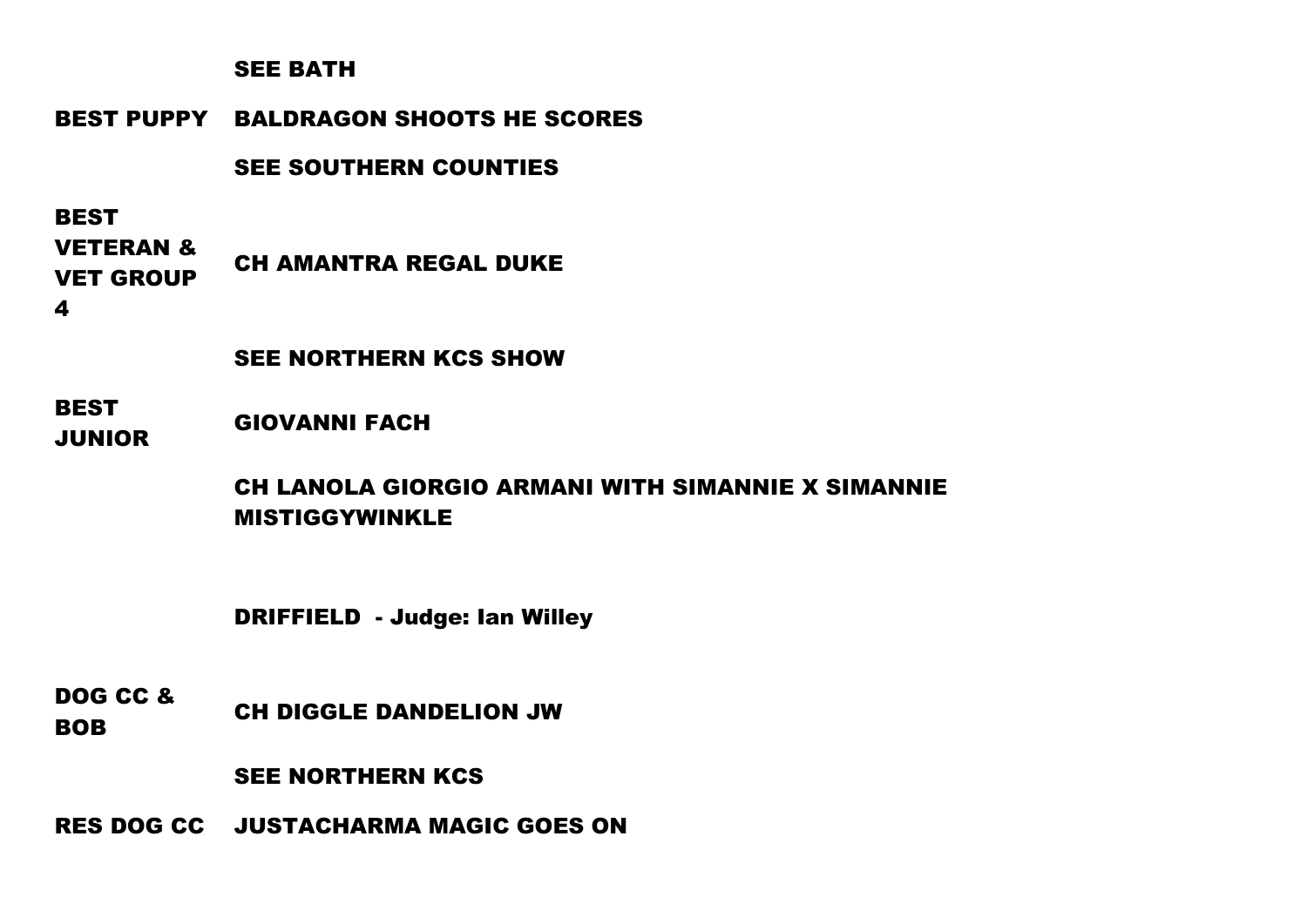| | |
|---|---|
| | **SEE BATH** |
| **BEST PUPPY** | **BALDRAGON SHOOTS HE SCORES** |
| | **SEE SOUTHERN COUNTIES** |
| **BEST VETERAN & VET GROUP 4** | **CH AMANTRA REGAL DUKE** |
| | **SEE NORTHERN KCS SHOW** |
| **BEST JUNIOR** | **GIOVANNI FACH** |
| | **CH LANOLA GIORGIO ARMANI WITH SIMANNIE X SIMANNIE MISTIGGYWINKLE** |

**DRIFFIELD - Judge: Ian Willey**

| | |
|---|---|
| **DOG CC & BOB** | **CH DIGGLE DANDELION JW** |
| | **SEE NORTHERN KCS** |
| **RES DOG CC** | **JUSTACHARMA MAGIC GOES ON** |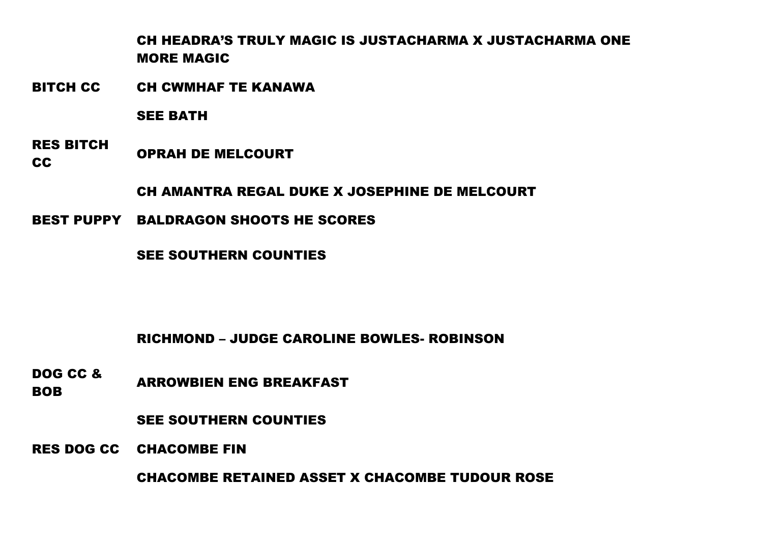| | |
|---|---|
| | **CH HEADRA'S TRULY MAGIC IS JUSTACHARMA X JUSTACHARMA ONE MORE MAGIC** |
| **BITCH CC** | **CH CWMHAF TE KANAWA** |
| | **SEE BATH** |
| **RES BITCH CC** | **OPRAH DE MELCOURT** |
| | **CH AMANTRA REGAL DUKE X JOSEPHINE DE MELCOURT** |
| **BEST PUPPY** | **BALDRAGON SHOOTS HE SCORES** |
| | **SEE SOUTHERN COUNTIES** |

**RICHMOND – JUDGE CAROLINE BOWLES- ROBINSON**

| | |
|---|---|
| **DOG CC & BOB** | **ARROWBIEN ENG BREAKFAST** |
| | **SEE SOUTHERN COUNTIES** |
| **RES DOG CC** | **CHACOMBE FIN** |
| | **CHACOMBE RETAINED ASSET X CHACOMBE TUDOUR ROSE** |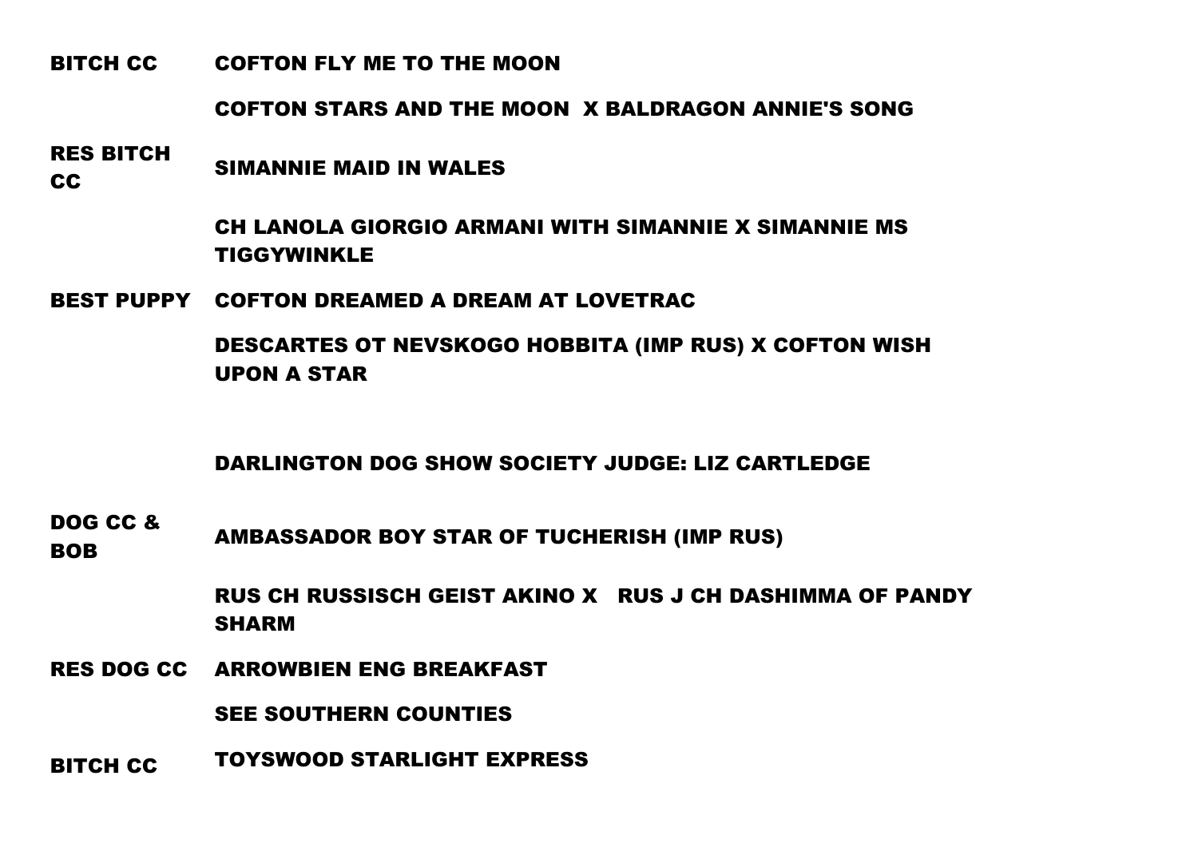| | |
|---|---|
| **BITCH CC** | **COFTON FLY ME TO THE MOON** |
| | **COFTON STARS AND THE MOON X BALDRAGON ANNIE'S SONG** |
| **RES BITCH CC** | **SIMANNIE MAID IN WALES** |
| | **CH LANOLA GIORGIO ARMANI WITH SIMANNIE X SIMANNIE MS TIGGYWINKLE** |
| **BEST PUPPY** | **COFTON DREAMED A DREAM AT LOVETRAC** |
| | **DESCARTES OT NEVSKOGO HOBBITA (IMP RUS) X COFTON WISH UPON A STAR** |

**DARLINGTON DOG SHOW SOCIETY JUDGE: LIZ CARTLEDGE**

| | |
|---|---|
| **DOG CC & BOB** | **AMBASSADOR BOY STAR OF TUCHERISH (IMP RUS)** |
| | **RUS CH RUSSISCH GEIST AKINO X RUS J CH DASHIMMA OF PANDY SHARM** |
| **RES DOG CC** | **ARROWBIEN ENG BREAKFAST** |
| | **SEE SOUTHERN COUNTIES** |
| **BITCH CC** | **TOYSWOOD STARLIGHT EXPRESS** |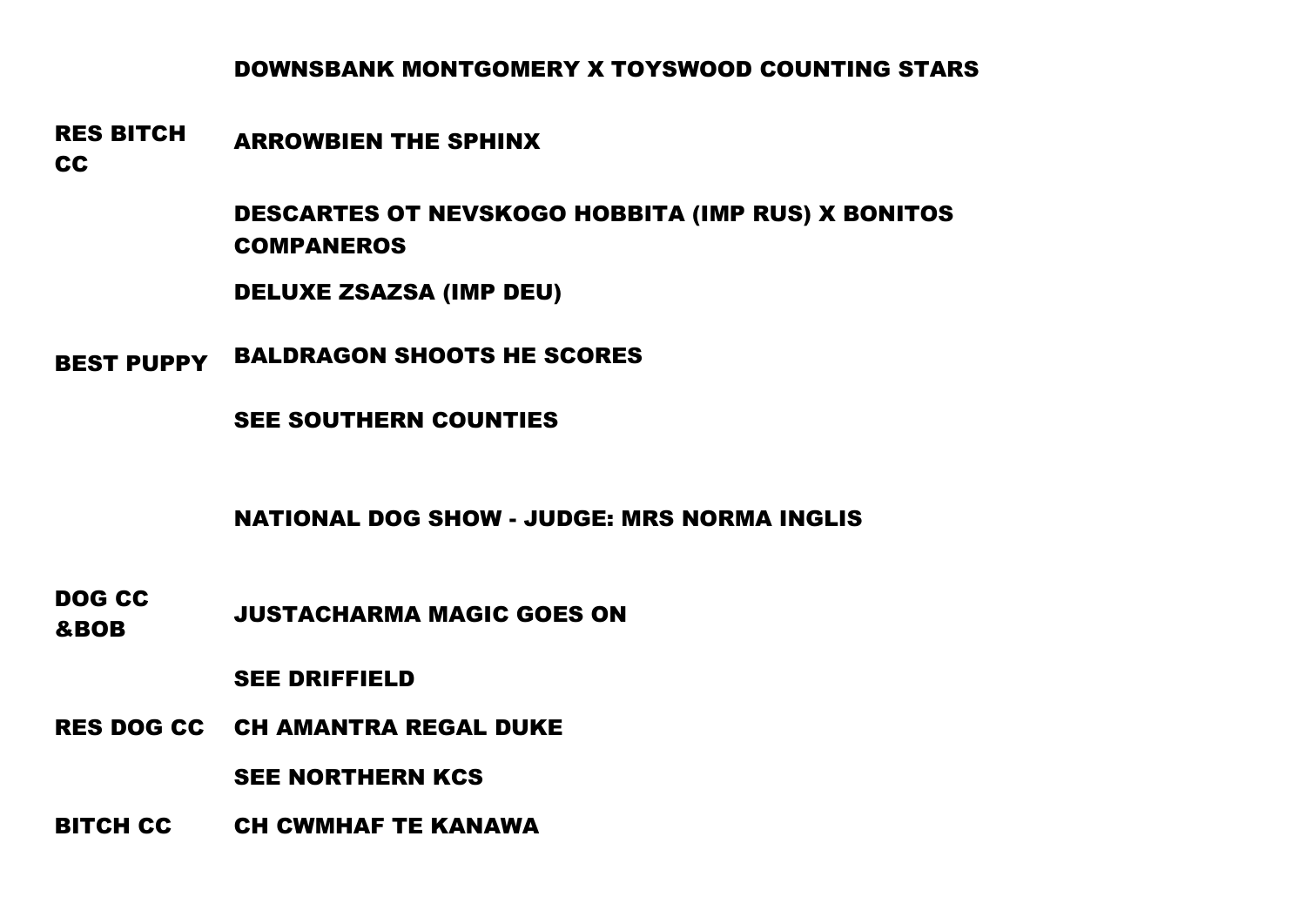| | |
|---|---|
| | DOWNSBANK MONTGOMERY X TOYSWOOD COUNTING STARS |
| RES BITCH CC | ARROWBIEN THE SPHINX |
| | DESCARTES OT NEVSKOGO HOBBITA (IMP RUS) X BONITOS COMPANEROS |
| | DELUXE ZSAZSA (IMP DEU) |
| BEST PUPPY | BALDRAGON SHOOTS HE SCORES |
| | SEE SOUTHERN COUNTIES |

## NATIONAL DOG SHOW - JUDGE: MRS NORMA INGLIS

| | |
|---|---|
| DOG CC &BOB | JUSTACHARMA MAGIC GOES ON |
| | SEE DRIFFIELD |
| RES DOG CC | CH AMANTRA REGAL DUKE |
| | SEE NORTHERN KCS |
| BITCH CC | CH CWMHAF TE KANAWA |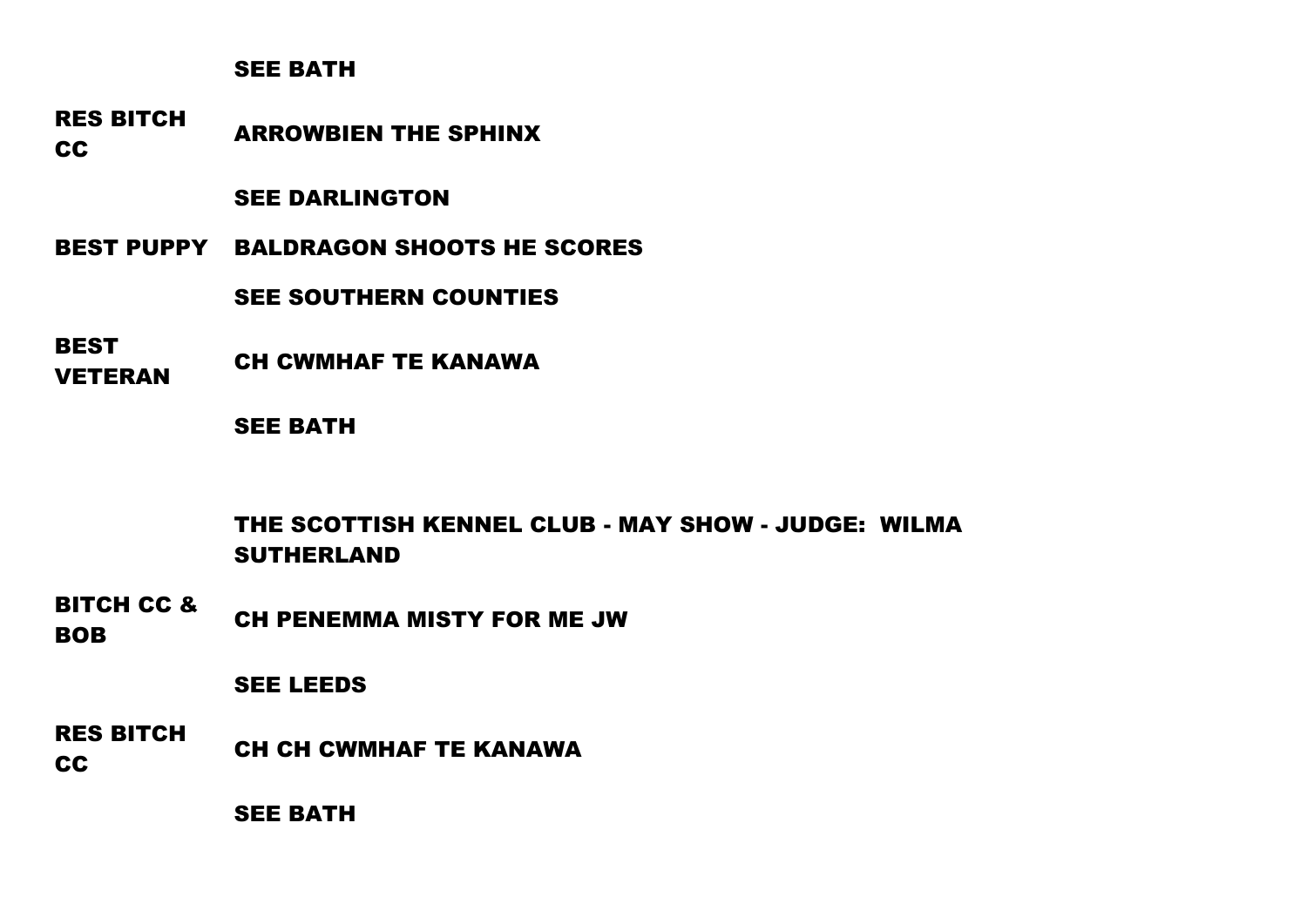| | SEE BATH |
|---|---|
| RES BITCH CC | ARROWBIEN THE SPHINX |
| | SEE DARLINGTON |
| BEST PUPPY | BALDRAGON SHOOTS HE SCORES |
| | SEE SOUTHERN COUNTIES |
| BEST VETERAN | CH CWMHAF TE KANAWA |
| | SEE BATH |

## THE SCOTTISH KENNEL CLUB - MAY SHOW - JUDGE: WILMA SUTHERLAND

| | |
|---|---|
| BITCH CC & BOB | CH PENEMMA MISTY FOR ME JW |
| | SEE LEEDS |
| RES BITCH CC | CH CH CWMHAF TE KANAWA |
| | SEE BATH |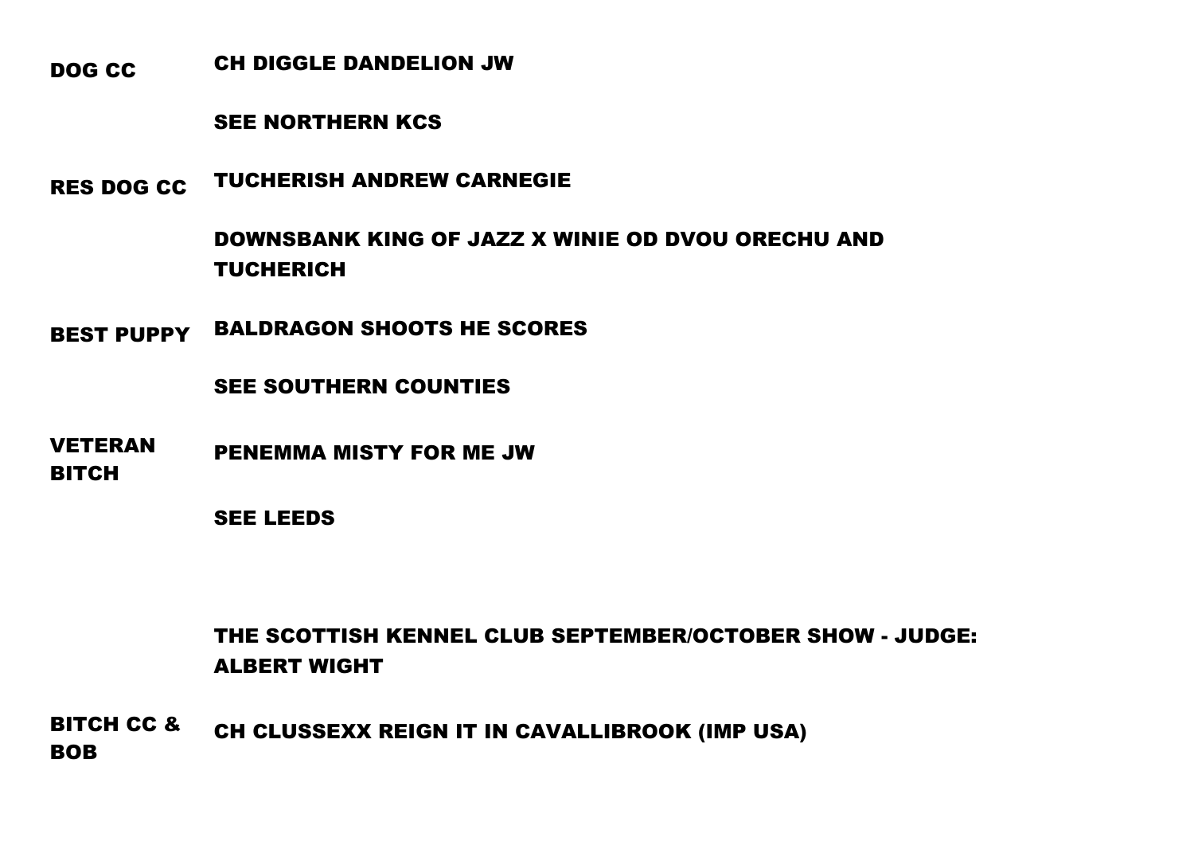**DOG CC** CH DIGGLE DANDELION JW

SEE NORTHERN KCS

**RES DOG CC** TUCHERISH ANDREW CARNEGIE

DOWNSBANK KING OF JAZZ X WINIE OD DVOU ORECHU AND TUCHERICH

**BEST PUPPY** BALDRAGON SHOOTS HE SCORES

SEE SOUTHERN COUNTIES

**VETERAN BITCH** PENEMMA MISTY FOR ME JW

SEE LEEDS

## THE SCOTTISH KENNEL CLUB SEPTEMBER/OCTOBER SHOW - JUDGE: ALBERT WIGHT

**BITCH CC & BOB** CH CLUSSEXX REIGN IT IN CAVALLIBROOK (IMP USA)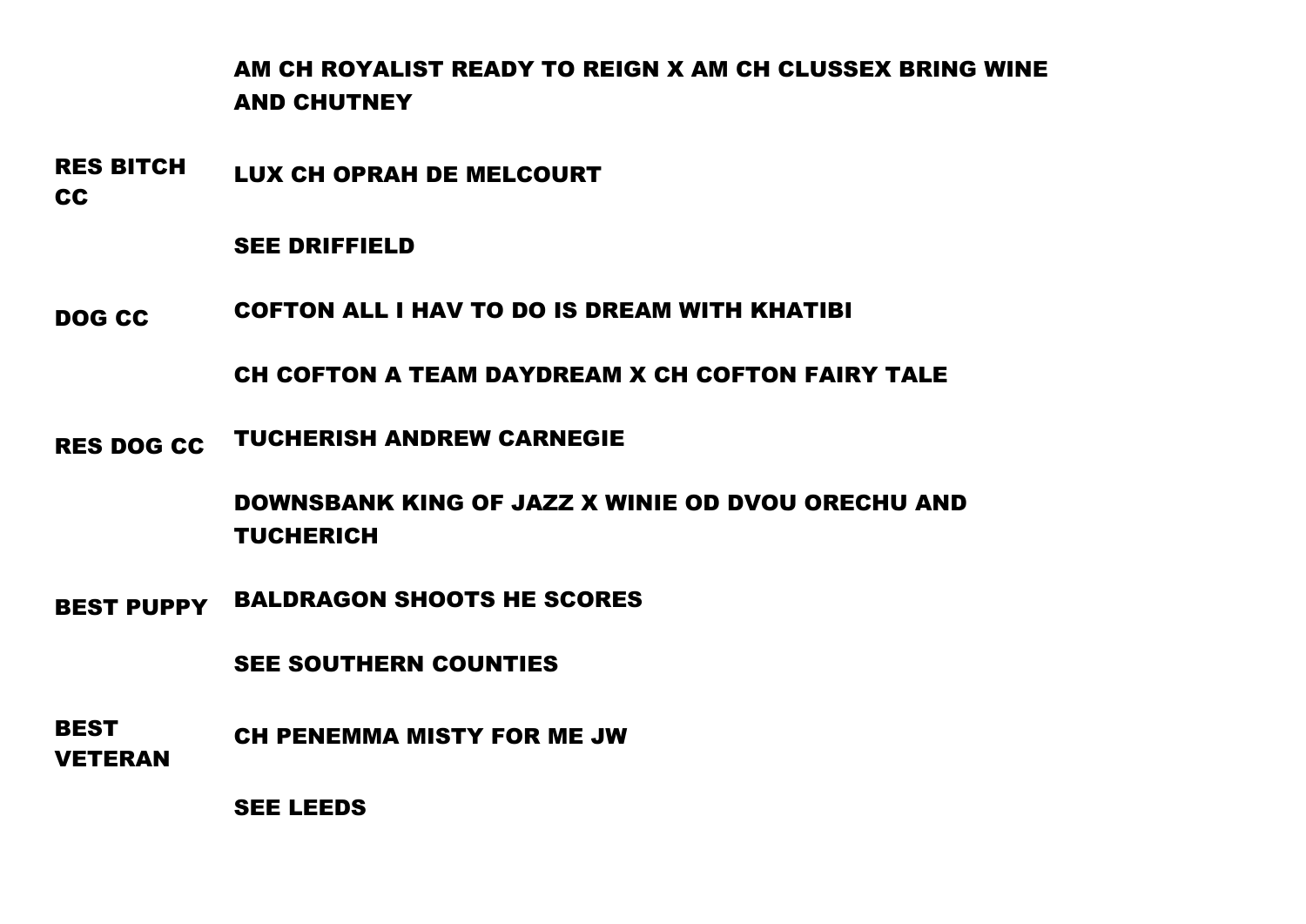| | |
|---|---|
| | AM CH ROYALIST READY TO REIGN X AM CH CLUSSEX BRING WINE AND CHUTNEY |
| RES BITCH CC | LUX CH OPRAH DE MELCOURT |
| | SEE DRIFFIELD |
| DOG CC | COFTON ALL I HAV TO DO IS DREAM WITH KHATIBI |
| | CH COFTON A TEAM DAYDREAM X CH COFTON FAIRY TALE |
| RES DOG CC | TUCHERISH ANDREW CARNEGIE |
| | DOWNSBANK KING OF JAZZ X WINIE OD DVOU ORECHU AND TUCHERICH |
| BEST PUPPY | BALDRAGON SHOOTS HE SCORES |
| | SEE SOUTHERN COUNTIES |
| BEST VETERAN | CH PENEMMA MISTY FOR ME JW |
| | SEE LEEDS |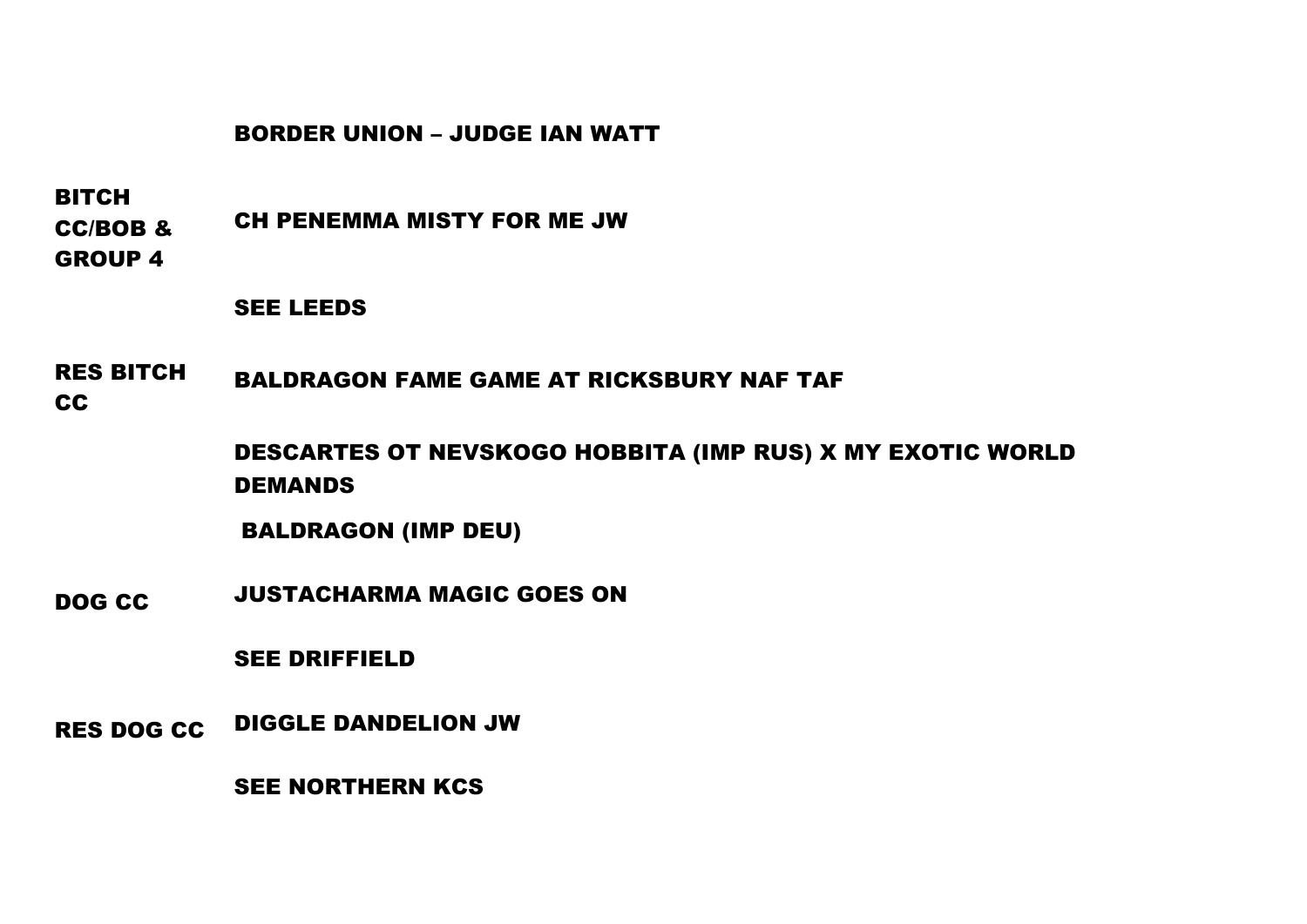## BORDER UNION – JUDGE IAN WATT

| | |
|---|---|
| **BITCH CC/BOB & GROUP 4** | **CH PENEMMA MISTY FOR ME JW** |
| | **SEE LEEDS** |
| **RES BITCH CC** | **BALDRAGON FAME GAME AT RICKSBURY NAF TAF** |
| | **DESCARTES OT NEVSKOGO HOBBITA (IMP RUS) X MY EXOTIC WORLD DEMANDS** |
| | **BALDRAGON (IMP DEU)** |
| **DOG CC** | **JUSTACHARMA MAGIC GOES ON** |
| | **SEE DRIFFIELD** |
| **RES DOG CC** | **DIGGLE DANDELION JW** |
| | **SEE NORTHERN KCS** |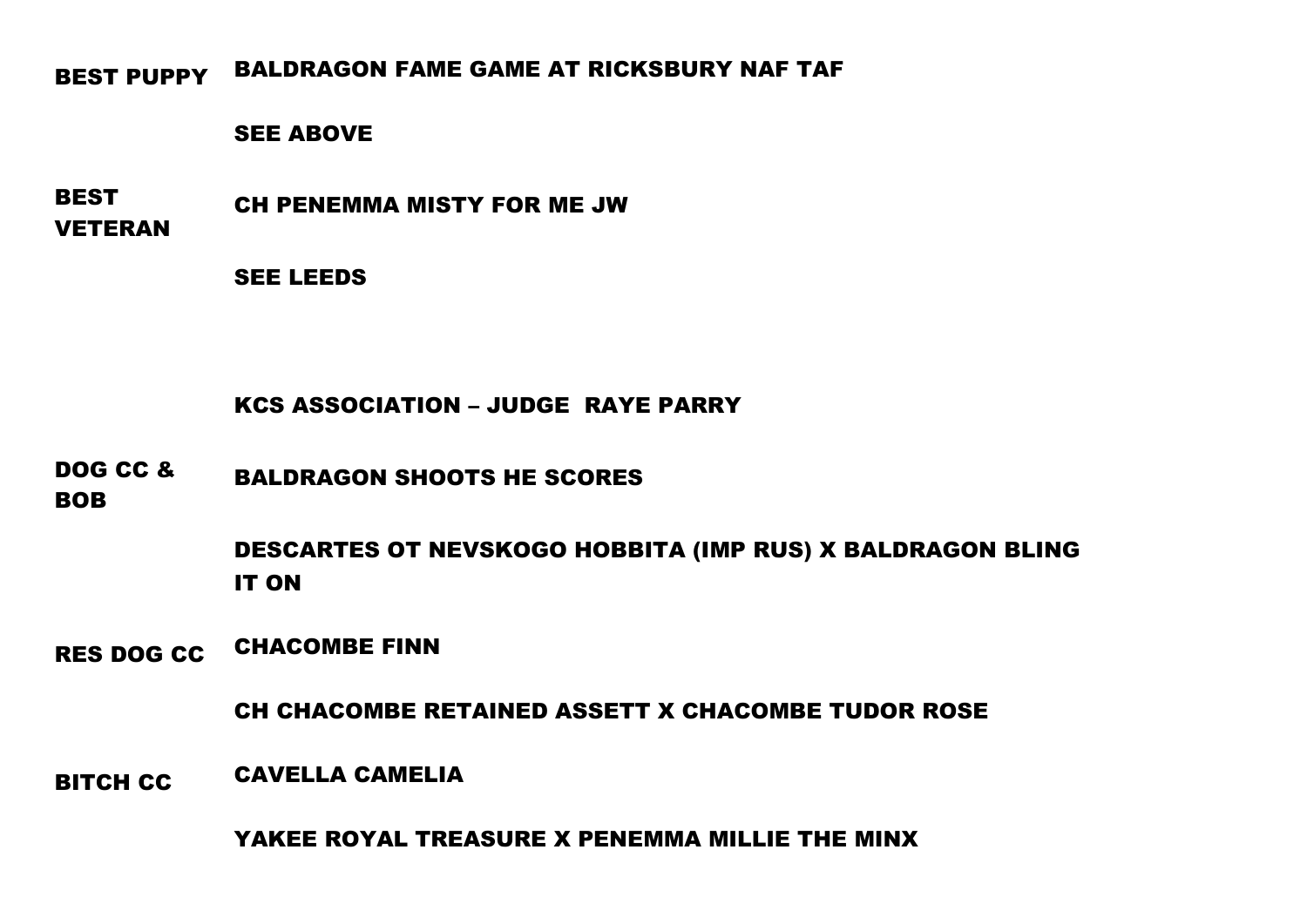**BEST PUPPY** BALDRAGON FAME GAME AT RICKSBURY NAF TAF

SEE ABOVE

**BEST VETERAN** CH PENEMMA MISTY FOR ME JW

SEE LEEDS

## KCS ASSOCIATION – JUDGE RAYE PARRY

**DOG CC & BOB** BALDRAGON SHOOTS HE SCORES

DESCARTES OT NEVSKOGO HOBBITA (IMP RUS) X BALDRAGON BLING IT ON

**RES DOG CC** CHACOMBE FINN

CH CHACOMBE RETAINED ASSETT X CHACOMBE TUDOR ROSE

**BITCH CC** CAVELLA CAMELIA

YAKEE ROYAL TREASURE X PENEMMA MILLIE THE MINX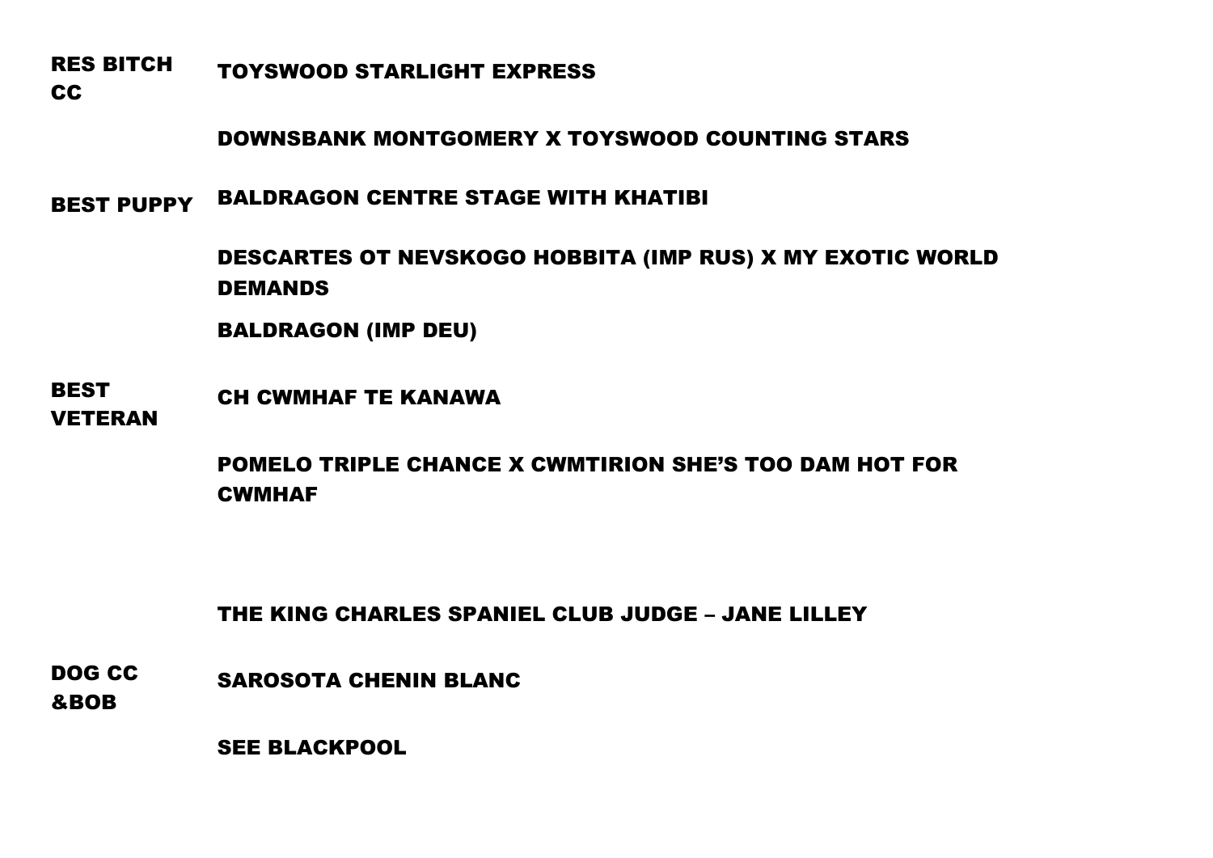| | |
|---|---|
| RES BITCH CC | TOYSWOOD STARLIGHT EXPRESS |
| | DOWNSBANK MONTGOMERY X TOYSWOOD COUNTING STARS |
| BEST PUPPY | BALDRAGON CENTRE STAGE WITH KHATIBI |
| | DESCARTES OT NEVSKOGO HOBBITA (IMP RUS) X MY EXOTIC WORLD DEMANDS |
| | BALDRAGON (IMP DEU) |
| BEST VETERAN | CH CWMHAF TE KANAWA |
| | POMELO TRIPLE CHANCE X CWMTIRION SHE'S TOO DAM HOT FOR CWMHAF |

## THE KING CHARLES SPANIEL CLUB JUDGE – JANE LILLEY

| | |
|---|---|
| DOG CC &BOB | SAROSOTA CHENIN BLANC |
| | SEE BLACKPOOL |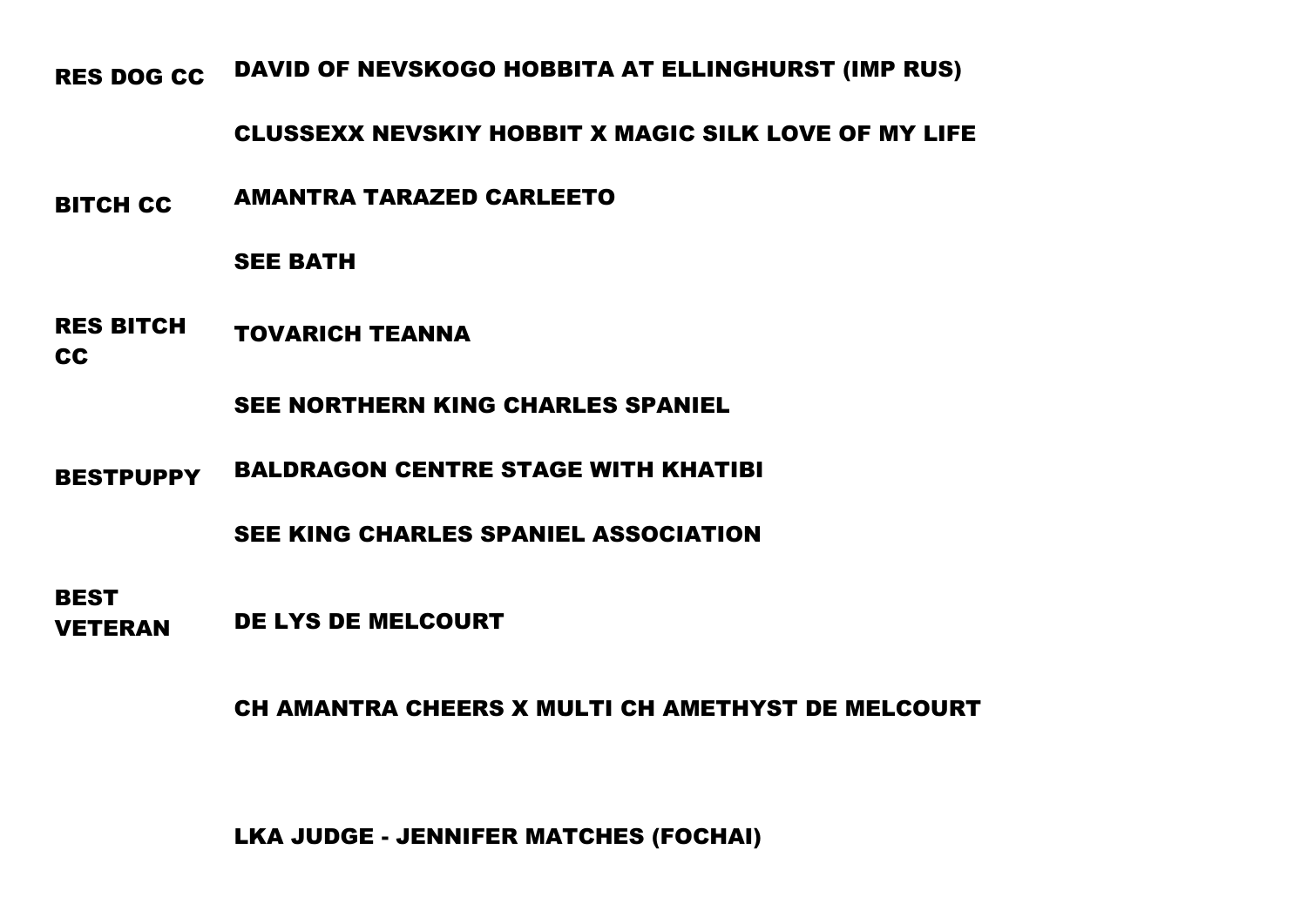| | |
|---|---|
| RES DOG CC | DAVID OF NEVSKOGO HOBBITA AT ELLINGHURST (IMP RUS) |
| | CLUSSEXX NEVSKIY HOBBIT X MAGIC SILK LOVE OF MY LIFE |
| BITCH CC | AMANTRA TARAZED CARLEETO |
| | SEE BATH |
| RES BITCH CC | TOVARICH TEANNA |
| | SEE NORTHERN KING CHARLES SPANIEL |
| BESTPUPPY | BALDRAGON CENTRE STAGE WITH KHATIBI |
| | SEE KING CHARLES SPANIEL ASSOCIATION |
| BEST VETERAN | DE LYS DE MELCOURT |
| | CH AMANTRA CHEERS X MULTI CH AMETHYST DE MELCOURT |

LKA JUDGE - JENNIFER MATCHES (FOCHAI)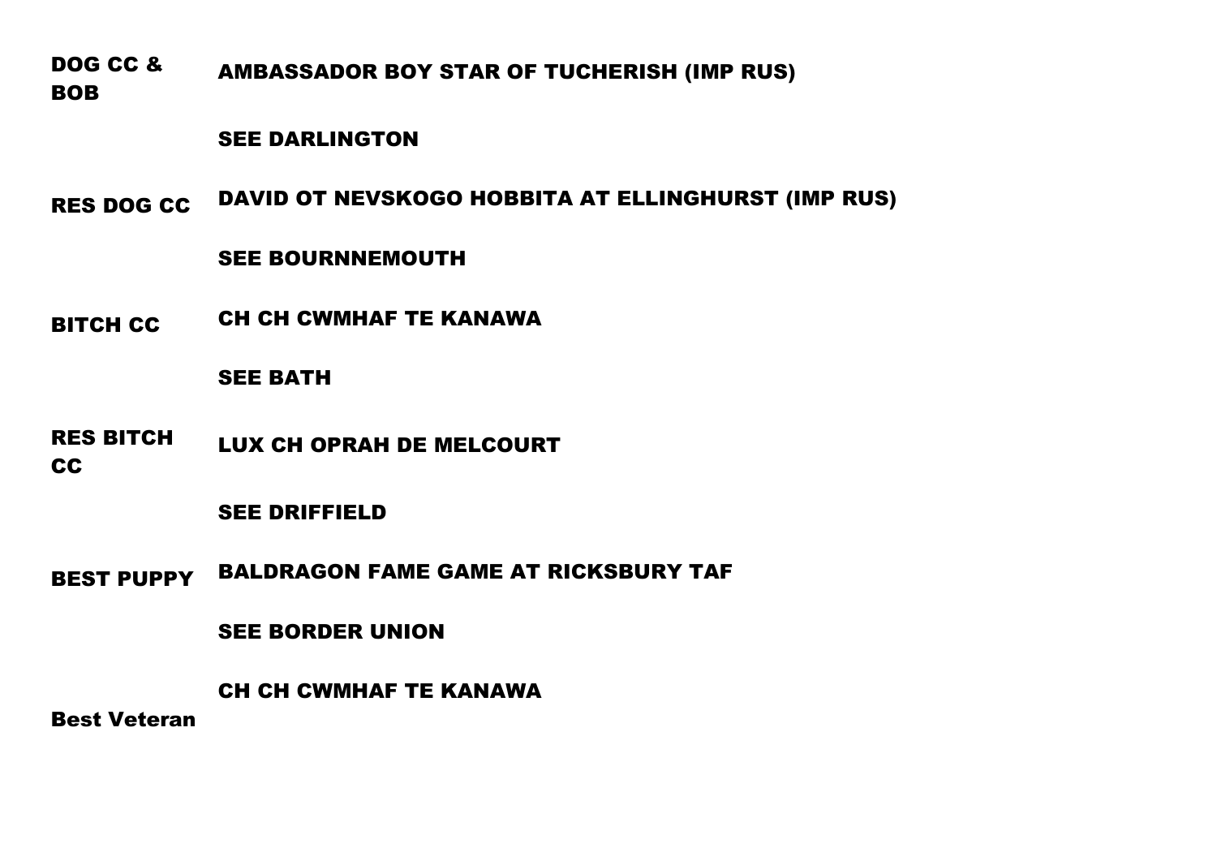| | |
|---|---|
| DOG CC & BOB | AMBASSADOR BOY STAR OF TUCHERISH (IMP RUS) |
| | SEE DARLINGTON |
| RES DOG CC | DAVID OT NEVSKOGO HOBBITA AT ELLINGHURST (IMP RUS) |
| | SEE BOURNNEMOUTH |
| BITCH CC | CH CH CWMHAF TE KANAWA |
| | SEE BATH |
| RES BITCH CC | LUX CH OPRAH DE MELCOURT |
| | SEE DRIFFIELD |
| BEST PUPPY | BALDRAGON FAME GAME AT RICKSBURY TAF |
| | SEE BORDER UNION |
| Best Veteran | CH CH CWMHAF TE KANAWA |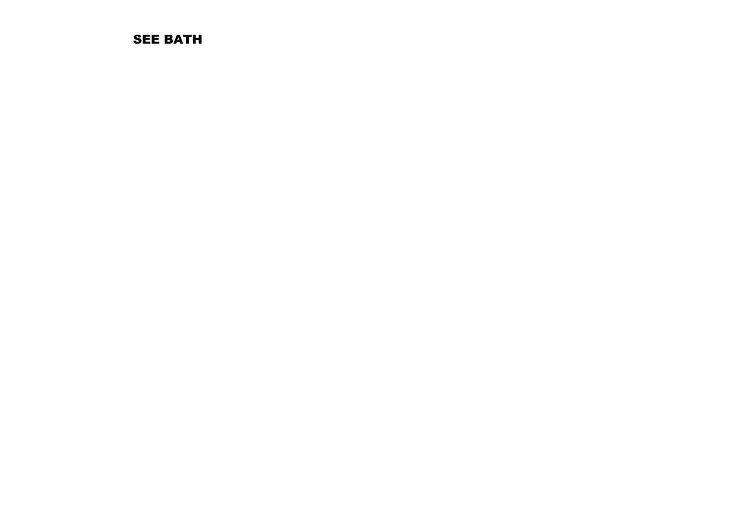**SEE BATH**